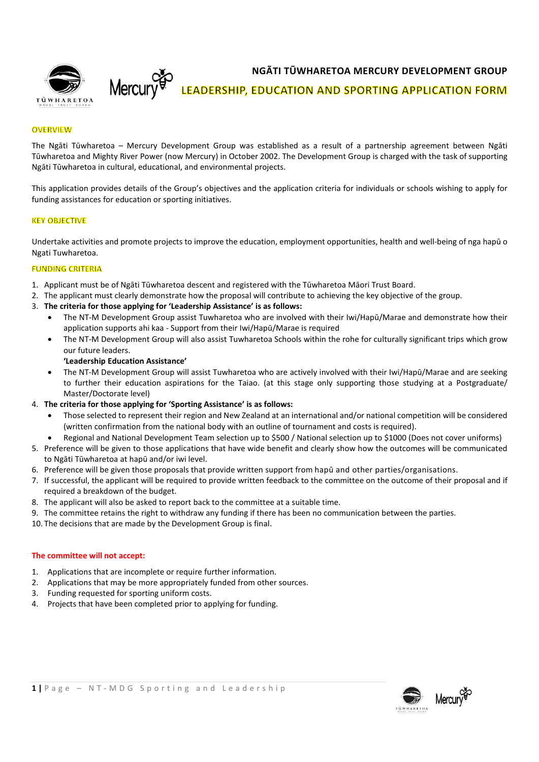# NGĀTI TŪWHARETOA MERCURY DEVELOPMENT GROUP

## LEADERSHIP, EDUCATION AND SPORTING APPLICATION FORM

### OVERVIEW

The Ngāti Tūwharetoa – Mercury Development Group was established as a result of a partnership agreement between Ngāti Tūwharetoa and Mighty River Power (now Mercury) in October 2002. The Development Group is charged with the task of supporting Ngāti Tūwharetoa in cultural, educational, and environmental projects.

This application provides details of the Group's objectives and the application criteria for individuals or schools wishing to apply for funding assistances for education or sporting initiatives.

### KEY OBJECTIVE

Undertake activities and promote projects to improve the education, employment opportunities, health and well-being of nga hapū o Ngati Tuwharetoa.

### FUNDING CRITERIA

1. Applicant must be of Ngāti Tūwharetoa descent and registered with the Tūwharetoa Māori Trust Board.
2. The applicant must clearly demonstrate how the proposal will contribute to achieving the key objective of the group.
3. **The criteria for those applying for 'Leadership Assistance' is as follows:**
   - The NT-M Development Group assist Tuwharetoa who are involved with their Iwi/Hapū/Marae and demonstrate how their application supports ahi kaa - Support from their Iwi/Hapū/Marae is required
   - The NT-M Development Group will also assist Tuwharetoa Schools within the rohe for culturally significant trips which grow our future leaders.

   **'Leadership Education Assistance'**
   - The NT-M Development Group will assist Tuwharetoa who are actively involved with their Iwi/Hapū/Marae and are seeking to further their education aspirations for the Taiao. (at this stage only supporting those studying at a Postgraduate/ Master/Doctorate level)
4. **The criteria for those applying for 'Sporting Assistance' is as follows:**
   - Those selected to represent their region and New Zealand at an international and/or national competition will be considered (written confirmation from the national body with an outline of tournament and costs is required).
   - Regional and National Development Team selection up to $500 / National selection up to $1000 (Does not cover uniforms)
5. Preference will be given to those applications that have wide benefit and clearly show how the outcomes will be communicated to Ngāti Tūwharetoa at hapū and/or iwi level.
6. Preference will be given those proposals that provide written support from hapū and other parties/organisations.
7. If successful, the applicant will be required to provide written feedback to the committee on the outcome of their proposal and if required a breakdown of the budget.
8. The applicant will also be asked to report back to the committee at a suitable time.
9. The committee retains the right to withdraw any funding if there has been no communication between the parties.
10. The decisions that are made by the Development Group is final.

**The committee will not accept:**

1. Applications that are incomplete or require further information.
2. Applications that may be more appropriately funded from other sources.
3. Funding requested for sporting uniform costs.
4. Projects that have been completed prior to applying for funding.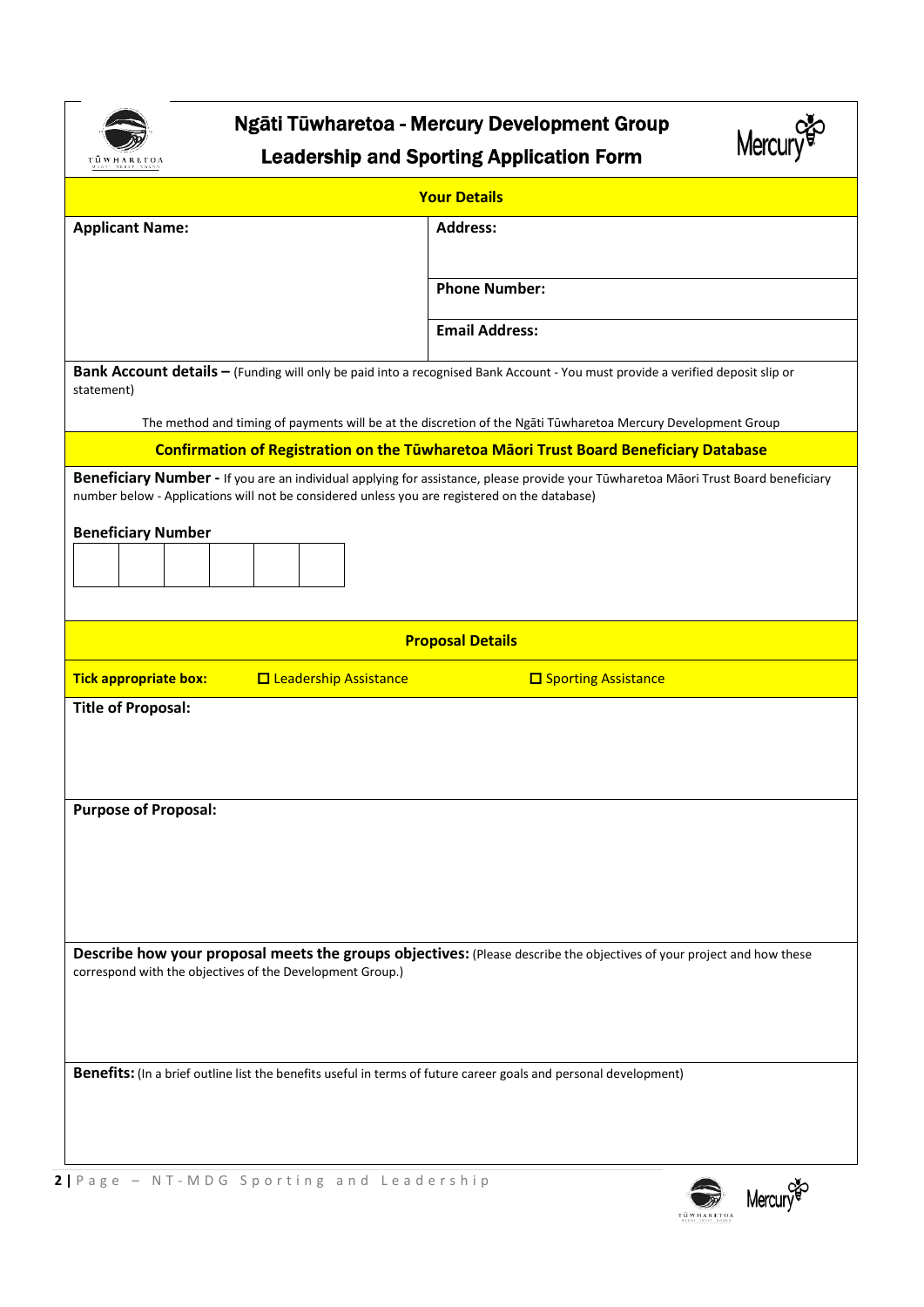# Ngāti Tūwharetoa - Mercury Development Group

## Leadership and Sporting Application Form

### Your Details

| **Applicant Name:** | **Address:** |
|---|---|
| | **Phone Number:** |
| | **Email Address:** |

**Bank Account details –** (Funding will only be paid into a recognised Bank Account - You must provide a verified deposit slip or statement)

The method and timing of payments will be at the discretion of the Ngāti Tūwharetoa Mercury Development Group

### Confirmation of Registration on the Tūwharetoa Māori Trust Board Beneficiary Database

**Beneficiary Number -** If you are an individual applying for assistance, please provide your Tūwharetoa Māori Trust Board beneficiary number below - Applications will not be considered unless you are registered on the database)

**Beneficiary Number**

| | | | | | |
|---|---|---|---|---|---|
| | | | | | |

### Proposal Details

**Tick appropriate box:** ☐ Leadership Assistance ☐ Sporting Assistance

**Title of Proposal:**

**Purpose of Proposal:**

**Describe how your proposal meets the groups objectives:** (Please describe the objectives of your project and how these correspond with the objectives of the Development Group.)

**Benefits:** (In a brief outline list the benefits useful in terms of future career goals and personal development)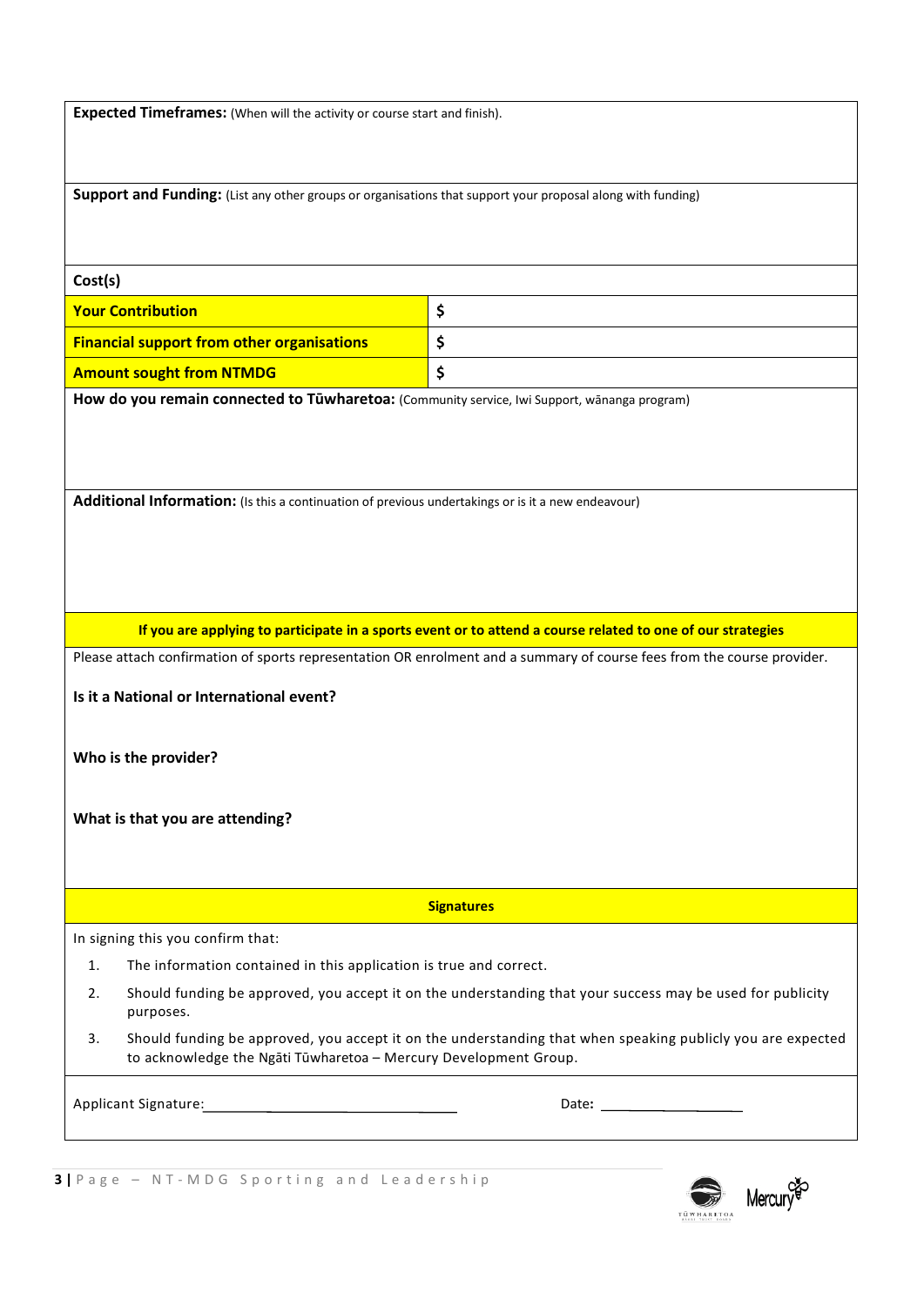**Expected Timeframes:** (When will the activity or course start and finish).

**Support and Funding:** (List any other groups or organisations that support your proposal along with funding)

**Cost(s)**

| | |
|---|---|
| **Your Contribution** | **$** |
| **Financial support from other organisations** | **$** |
| **Amount sought from NTMDG** | **$** |

**How do you remain connected to Tūwharetoa:** (Community service, Iwi Support, wānanga program)

**Additional Information:** (Is this a continuation of previous undertakings or is it a new endeavour)

**If you are applying to participate in a sports event or to attend a course related to one of our strategies**

Please attach confirmation of sports representation OR enrolment and a summary of course fees from the course provider.

**Is it a National or International event?**

**Who is the provider?**

**What is that you are attending?**

**Signatures**

In signing this you confirm that:

1. The information contained in this application is true and correct.
2. Should funding be approved, you accept it on the understanding that your success may be used for publicity purposes.
3. Should funding be approved, you accept it on the understanding that when speaking publicly you are expected to acknowledge the Ngāti Tūwharetoa – Mercury Development Group.

Applicant Signature: ______________________________ Date**:** ____________________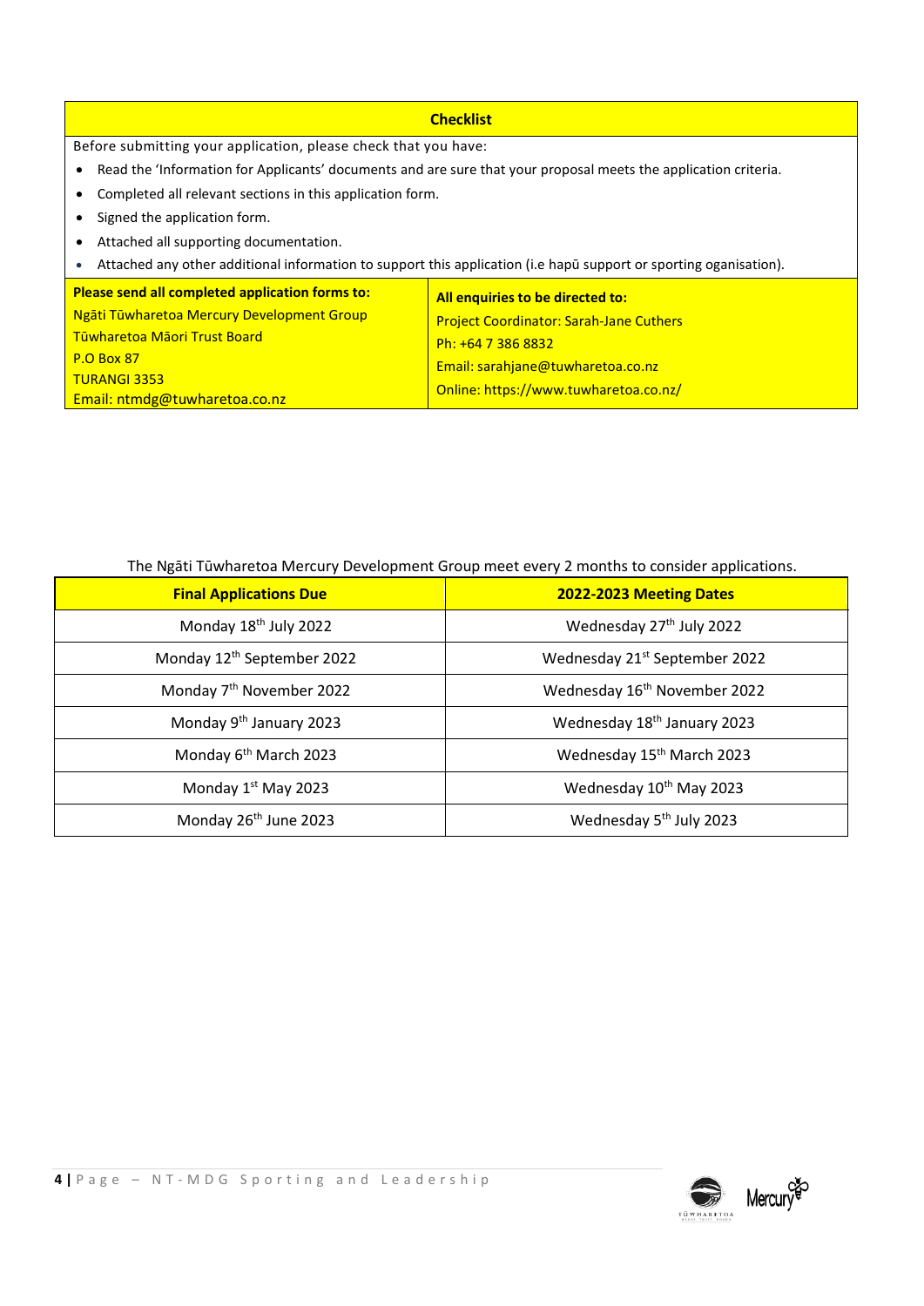## Checklist

Before submitting your application, please check that you have:

- Read the 'Information for Applicants' documents and are sure that your proposal meets the application criteria.
- Completed all relevant sections in this application form.
- Signed the application form.
- Attached all supporting documentation.
- Attached any other additional information to support this application (i.e hapū support or sporting oganisation).

| **Please send all completed application forms to:** | **All enquiries to be directed to:** |
|---|---|
| Ngāti Tūwharetoa Mercury Development Group<br>Tūwharetoa Māori Trust Board<br>P.O Box 87<br>TURANGI 3353<br>Email: ntmdg@tuwharetoa.co.nz | Project Coordinator: Sarah-Jane Cuthers<br>Ph: +64 7 386 8832<br>Email: sarahjane@tuwharetoa.co.nz<br>Online: https://www.tuwharetoa.co.nz/ |

The Ngāti Tūwharetoa Mercury Development Group meet every 2 months to consider applications.

| **Final Applications Due** | **2022-2023 Meeting Dates** |
|---|---|
| Monday 18th July 2022 | Wednesday 27th July 2022 |
| Monday 12th September 2022 | Wednesday 21st September 2022 |
| Monday 7th November 2022 | Wednesday 16th November 2022 |
| Monday 9th January 2023 | Wednesday 18th January 2023 |
| Monday 6th March 2023 | Wednesday 15th March 2023 |
| Monday 1st May 2023 | Wednesday 10th May 2023 |
| Monday 26th June 2023 | Wednesday 5th July 2023 |